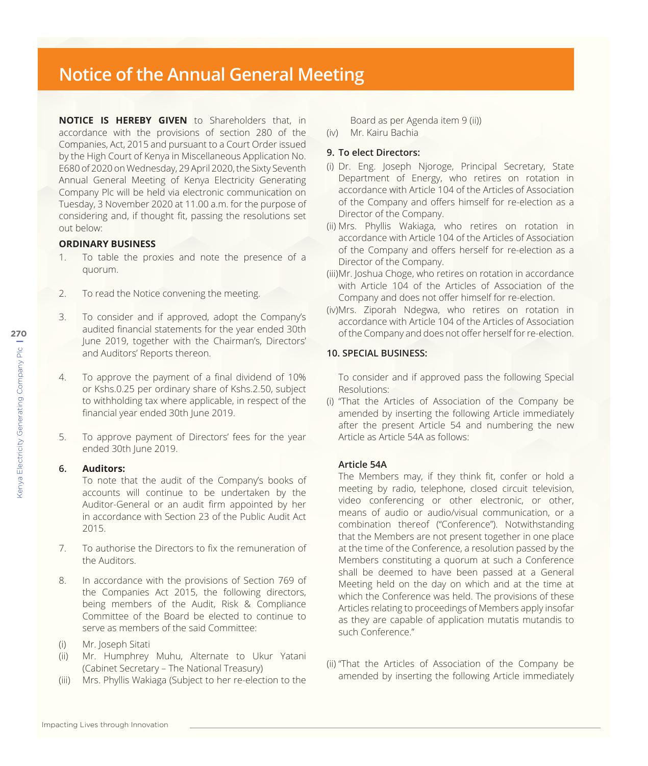# Notice of the Annual General Meeting

**NOTICE IS HEREBY GIVEN** to Shareholders that, in accordance with the provisions of section 280 of the Companies, Act, 2015 and pursuant to a Court Order issued by the High Court of Kenya in Miscellaneous Application No. E680 of 2020 on Wednesday, 29 April 2020, the Sixty Seventh Annual General Meeting of Kenya Electricity Generating Company Plc will be held via electronic communication on Tuesday, 3 November 2020 at 11.00 a.m. for the purpose of considering and, if thought fit, passing the resolutions set out below:

**ORDINARY BUSINESS**

1. To table the proxies and note the presence of a quorum.

2. To read the Notice convening the meeting.

3. To consider and if approved, adopt the Company's audited financial statements for the year ended 30th June 2019, together with the Chairman's, Directors' and Auditors' Reports thereon.

4. To approve the payment of a final dividend of 10% or Kshs.0.25 per ordinary share of Kshs.2.50, subject to withholding tax where applicable, in respect of the financial year ended 30th June 2019.

5. To approve payment of Directors' fees for the year ended 30th June 2019.

6. **Auditors:**
   To note that the audit of the Company's books of accounts will continue to be undertaken by the Auditor-General or an audit firm appointed by her in accordance with Section 23 of the Public Audit Act 2015.

7. To authorise the Directors to fix the remuneration of the Auditors.

8. In accordance with the provisions of Section 769 of the Companies Act 2015, the following directors, being members of the Audit, Risk & Compliance Committee of the Board be elected to continue to serve as members of the said Committee:

(i) Mr. Joseph Sitati
(ii) Mr. Humphrey Muhu, Alternate to Ukur Yatani (Cabinet Secretary – The National Treasury)
(iii) Mrs. Phyllis Wakiaga (Subject to her re-election to the Board as per Agenda item 9 (ii))
(iv) Mr. Kairu Bachia

**9. To elect Directors:**

(i) Dr. Eng. Joseph Njoroge, Principal Secretary, State Department of Energy, who retires on rotation in accordance with Article 104 of the Articles of Association of the Company and offers himself for re-election as a Director of the Company.
(ii) Mrs. Phyllis Wakiaga, who retires on rotation in accordance with Article 104 of the Articles of Association of the Company and offers herself for re-election as a Director of the Company.
(iii) Mr. Joshua Choge, who retires on rotation in accordance with Article 104 of the Articles of Association of the Company and does not offer himself for re-election.
(iv) Mrs. Ziporah Ndegwa, who retires on rotation in accordance with Article 104 of the Articles of Association of the Company and does not offer herself for re-election.

**10. SPECIAL BUSINESS:**

To consider and if approved pass the following Special Resolutions:

(i) "That the Articles of Association of the Company be amended by inserting the following Article immediately after the present Article 54 and numbering the new Article as Article 54A as follows:

**Article 54A**

The Members may, if they think fit, confer or hold a meeting by radio, telephone, closed circuit television, video conferencing or other electronic, or other, means of audio or audio/visual communication, or a combination thereof ("Conference"). Notwithstanding that the Members are not present together in one place at the time of the Conference, a resolution passed by the Members constituting a quorum at such a Conference shall be deemed to have been passed at a General Meeting held on the day on which and at the time at which the Conference was held. The provisions of these Articles relating to proceedings of Members apply insofar as they are capable of application mutatis mutandis to such Conference."

(ii) "That the Articles of Association of the Company be amended by inserting the following Article immediately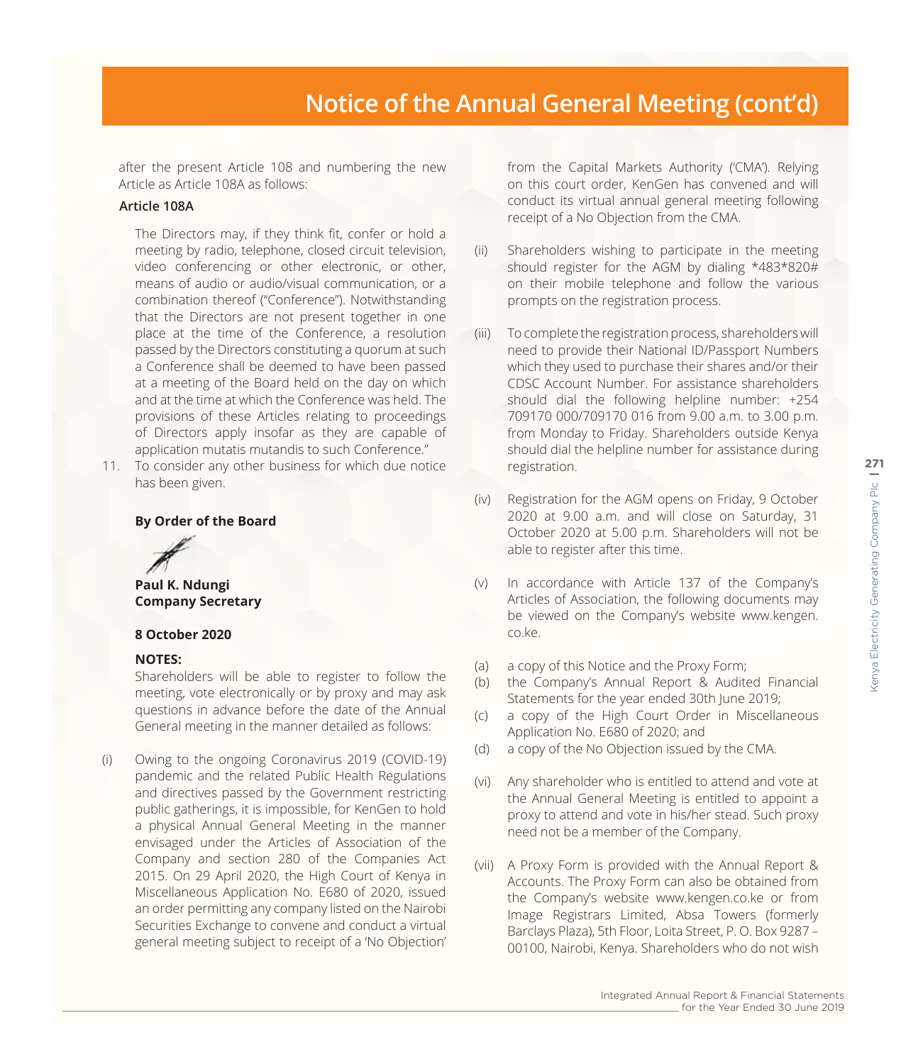# Notice of the Annual General Meeting (cont'd)

after the present Article 108 and numbering the new Article as Article 108A as follows:

**Article 108A**

The Directors may, if they think fit, confer or hold a meeting by radio, telephone, closed circuit television, video conferencing or other electronic, or other, means of audio or audio/visual communication, or a combination thereof ("Conference"). Notwithstanding that the Directors are not present together in one place at the time of the Conference, a resolution passed by the Directors constituting a quorum at such a Conference shall be deemed to have been passed at a meeting of the Board held on the day on which and at the time at which the Conference was held. The provisions of these Articles relating to proceedings of Directors apply insofar as they are capable of application mutatis mutandis to such Conference."

11. To consider any other business for which due notice has been given.

**By Order of the Board**

**Paul K. Ndungi**
**Company Secretary**

**8 October 2020**

**NOTES:**

Shareholders will be able to register to follow the meeting, vote electronically or by proxy and may ask questions in advance before the date of the Annual General meeting in the manner detailed as follows:

(i) Owing to the ongoing Coronavirus 2019 (COVID-19) pandemic and the related Public Health Regulations and directives passed by the Government restricting public gatherings, it is impossible, for KenGen to hold a physical Annual General Meeting in the manner envisaged under the Articles of Association of the Company and section 280 of the Companies Act 2015. On 29 April 2020, the High Court of Kenya in Miscellaneous Application No. E680 of 2020, issued an order permitting any company listed on the Nairobi Securities Exchange to convene and conduct a virtual general meeting subject to receipt of a 'No Objection' from the Capital Markets Authority ('CMA'). Relying on this court order, KenGen has convened and will conduct its virtual annual general meeting following receipt of a No Objection from the CMA.

(ii) Shareholders wishing to participate in the meeting should register for the AGM by dialing *483*820# on their mobile telephone and follow the various prompts on the registration process.

(iii) To complete the registration process, shareholders will need to provide their National ID/Passport Numbers which they used to purchase their shares and/or their CDSC Account Number. For assistance shareholders should dial the following helpline number: +254 709170 000/709170 016 from 9.00 a.m. to 3.00 p.m. from Monday to Friday. Shareholders outside Kenya should dial the helpline number for assistance during registration.

(iv) Registration for the AGM opens on Friday, 9 October 2020 at 9.00 a.m. and will close on Saturday, 31 October 2020 at 5.00 p.m. Shareholders will not be able to register after this time.

(v) In accordance with Article 137 of the Company's Articles of Association, the following documents may be viewed on the Company's website www.kengen.co.ke.

(a) a copy of this Notice and the Proxy Form;
(b) the Company's Annual Report & Audited Financial Statements for the year ended 30th June 2019;
(c) a copy of the High Court Order in Miscellaneous Application No. E680 of 2020; and
(d) a copy of the No Objection issued by the CMA.

(vi) Any shareholder who is entitled to attend and vote at the Annual General Meeting is entitled to appoint a proxy to attend and vote in his/her stead. Such proxy need not be a member of the Company.

(vii) A Proxy Form is provided with the Annual Report & Accounts. The Proxy Form can also be obtained from the Company's website www.kengen.co.ke or from Image Registrars Limited, Absa Towers (formerly Barclays Plaza), 5th Floor, Loita Street, P. O. Box 9287 – 00100, Nairobi, Kenya. Shareholders who do not wish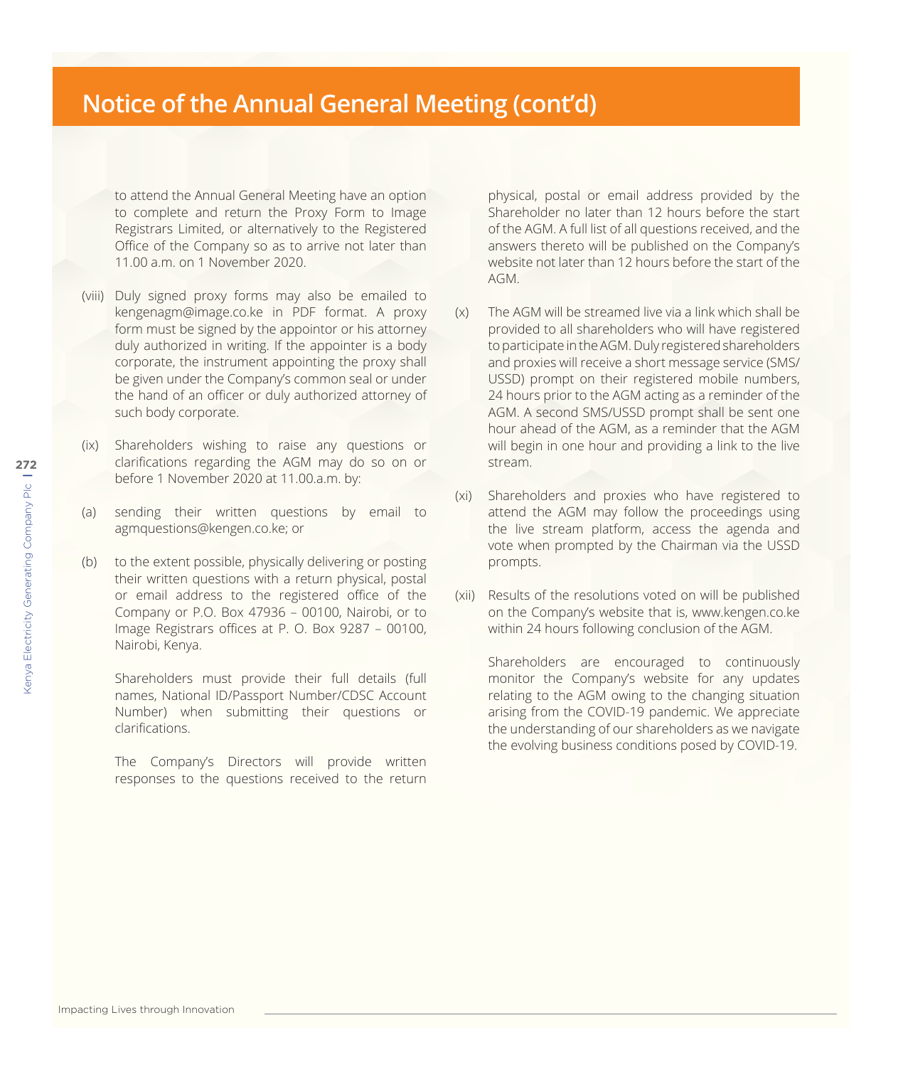# Notice of the Annual General Meeting (cont'd)

to attend the Annual General Meeting have an option to complete and return the Proxy Form to Image Registrars Limited, or alternatively to the Registered Office of the Company so as to arrive not later than 11.00 a.m. on 1 November 2020.

(viii) Duly signed proxy forms may also be emailed to kengenagm@image.co.ke in PDF format. A proxy form must be signed by the appointor or his attorney duly authorized in writing. If the appointer is a body corporate, the instrument appointing the proxy shall be given under the Company's common seal or under the hand of an officer or duly authorized attorney of such body corporate.

(ix) Shareholders wishing to raise any questions or clarifications regarding the AGM may do so on or before 1 November 2020 at 11.00.a.m. by:

(a) sending their written questions by email to agmquestions@kengen.co.ke; or

(b) to the extent possible, physically delivering or posting their written questions with a return physical, postal or email address to the registered office of the Company or P.O. Box 47936 – 00100, Nairobi, or to Image Registrars offices at P. O. Box 9287 – 00100, Nairobi, Kenya.

Shareholders must provide their full details (full names, National ID/Passport Number/CDSC Account Number) when submitting their questions or clarifications.

The Company's Directors will provide written responses to the questions received to the return physical, postal or email address provided by the Shareholder no later than 12 hours before the start of the AGM. A full list of all questions received, and the answers thereto will be published on the Company's website not later than 12 hours before the start of the AGM.

(x) The AGM will be streamed live via a link which shall be provided to all shareholders who will have registered to participate in the AGM. Duly registered shareholders and proxies will receive a short message service (SMS/USSD) prompt on their registered mobile numbers, 24 hours prior to the AGM acting as a reminder of the AGM. A second SMS/USSD prompt shall be sent one hour ahead of the AGM, as a reminder that the AGM will begin in one hour and providing a link to the live stream.

(xi) Shareholders and proxies who have registered to attend the AGM may follow the proceedings using the live stream platform, access the agenda and vote when prompted by the Chairman via the USSD prompts.

(xii) Results of the resolutions voted on will be published on the Company's website that is, www.kengen.co.ke within 24 hours following conclusion of the AGM.

Shareholders are encouraged to continuously monitor the Company's website for any updates relating to the AGM owing to the changing situation arising from the COVID-19 pandemic. We appreciate the understanding of our shareholders as we navigate the evolving business conditions posed by COVID-19.